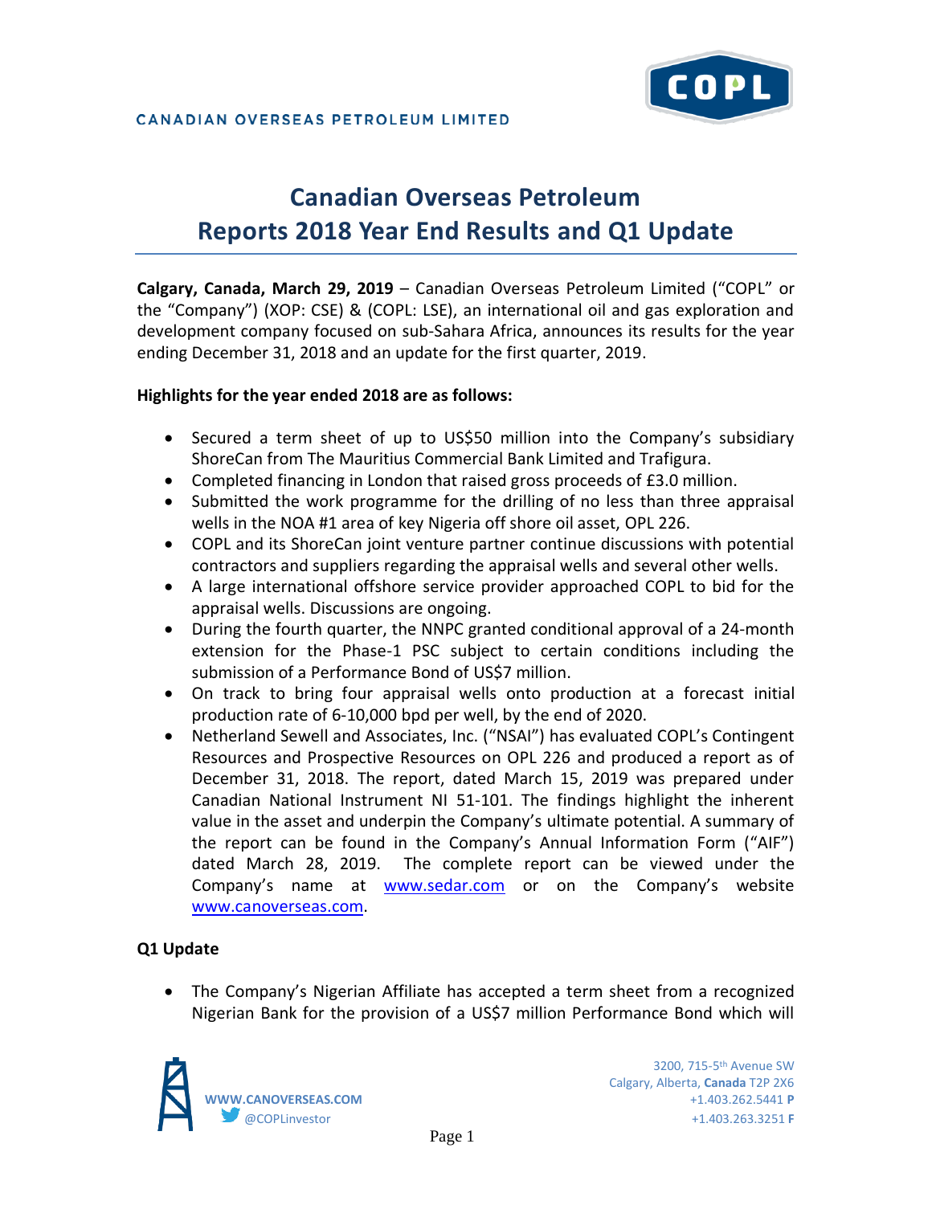CANADIAN OVERSEAS PETROLEUM LIMITED

# Canadian Overseas Petroleum Reports 2018 Year End Results and Q1 Update

**Calgary, Canada, March 29, 2019** – Canadian Overseas Petroleum Limited ("COPL" or the "Company") (XOP: CSE) & (COPL: LSE), an international oil and gas exploration and development company focused on sub-Sahara Africa, announces its results for the year ending December 31, 2018 and an update for the first quarter, 2019.

**Highlights for the year ended 2018 are as follows:**

- Secured a term sheet of up to US$50 million into the Company's subsidiary ShoreCan from The Mauritius Commercial Bank Limited and Trafigura.
- Completed financing in London that raised gross proceeds of £3.0 million.
- Submitted the work programme for the drilling of no less than three appraisal wells in the NOA #1 area of key Nigeria off shore oil asset, OPL 226.
- COPL and its ShoreCan joint venture partner continue discussions with potential contractors and suppliers regarding the appraisal wells and several other wells.
- A large international offshore service provider approached COPL to bid for the appraisal wells. Discussions are ongoing.
- During the fourth quarter, the NNPC granted conditional approval of a 24-month extension for the Phase-1 PSC subject to certain conditions including the submission of a Performance Bond of US$7 million.
- On track to bring four appraisal wells onto production at a forecast initial production rate of 6-10,000 bpd per well, by the end of 2020.
- Netherland Sewell and Associates, Inc. ("NSAI") has evaluated COPL's Contingent Resources and Prospective Resources on OPL 226 and produced a report as of December 31, 2018. The report, dated March 15, 2019 was prepared under Canadian National Instrument NI 51-101. The findings highlight the inherent value in the asset and underpin the Company's ultimate potential. A summary of the report can be found in the Company's Annual Information Form ("AIF") dated March 28, 2019. The complete report can be viewed under the Company's name at www.sedar.com or on the Company's website www.canoverseas.com.

**Q1 Update**

- The Company's Nigerian Affiliate has accepted a term sheet from a recognized Nigerian Bank for the provision of a US$7 million Performance Bond which will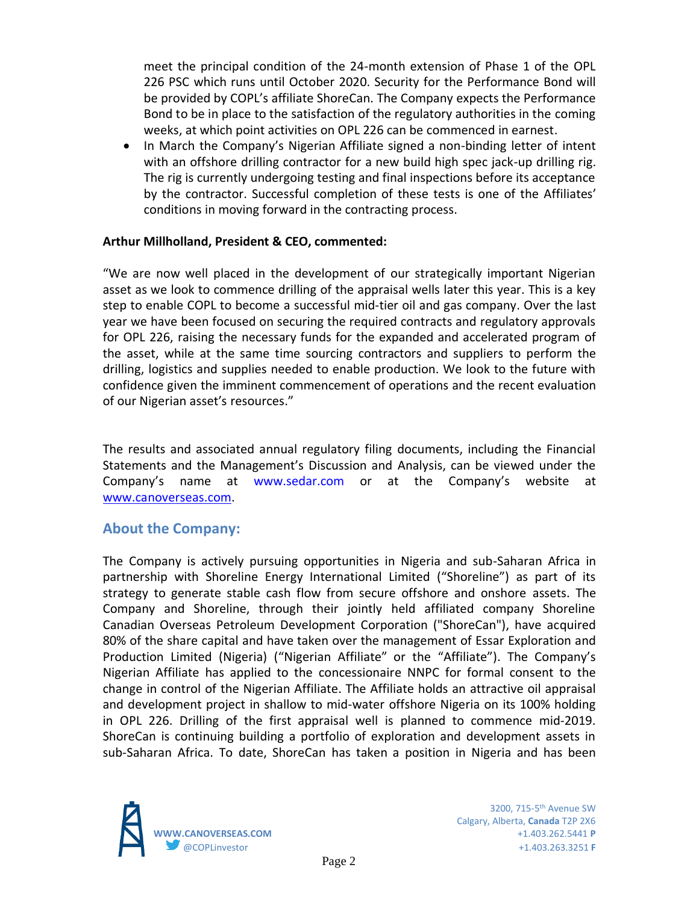meet the principal condition of the 24-month extension of Phase 1 of the OPL 226 PSC which runs until October 2020. Security for the Performance Bond will be provided by COPL's affiliate ShoreCan. The Company expects the Performance Bond to be in place to the satisfaction of the regulatory authorities in the coming weeks, at which point activities on OPL 226 can be commenced in earnest.

- In March the Company's Nigerian Affiliate signed a non-binding letter of intent with an offshore drilling contractor for a new build high spec jack-up drilling rig. The rig is currently undergoing testing and final inspections before its acceptance by the contractor. Successful completion of these tests is one of the Affiliates' conditions in moving forward in the contracting process.

**Arthur Millholland, President & CEO, commented:**

"We are now well placed in the development of our strategically important Nigerian asset as we look to commence drilling of the appraisal wells later this year. This is a key step to enable COPL to become a successful mid-tier oil and gas company. Over the last year we have been focused on securing the required contracts and regulatory approvals for OPL 226, raising the necessary funds for the expanded and accelerated program of the asset, while at the same time sourcing contractors and suppliers to perform the drilling, logistics and supplies needed to enable production. We look to the future with confidence given the imminent commencement of operations and the recent evaluation of our Nigerian asset's resources."

The results and associated annual regulatory filing documents, including the Financial Statements and the Management's Discussion and Analysis, can be viewed under the Company's name at www.sedar.com or at the Company's website at www.canoverseas.com.

## About the Company:

The Company is actively pursuing opportunities in Nigeria and sub-Saharan Africa in partnership with Shoreline Energy International Limited ("Shoreline") as part of its strategy to generate stable cash flow from secure offshore and onshore assets. The Company and Shoreline, through their jointly held affiliated company Shoreline Canadian Overseas Petroleum Development Corporation ("ShoreCan"), have acquired 80% of the share capital and have taken over the management of Essar Exploration and Production Limited (Nigeria) ("Nigerian Affiliate" or the "Affiliate"). The Company's Nigerian Affiliate has applied to the concessionaire NNPC for formal consent to the change in control of the Nigerian Affiliate. The Affiliate holds an attractive oil appraisal and development project in shallow to mid-water offshore Nigeria on its 100% holding in OPL 226. Drilling of the first appraisal well is planned to commence mid-2019. ShoreCan is continuing building a portfolio of exploration and development assets in sub-Saharan Africa. To date, ShoreCan has taken a position in Nigeria and has been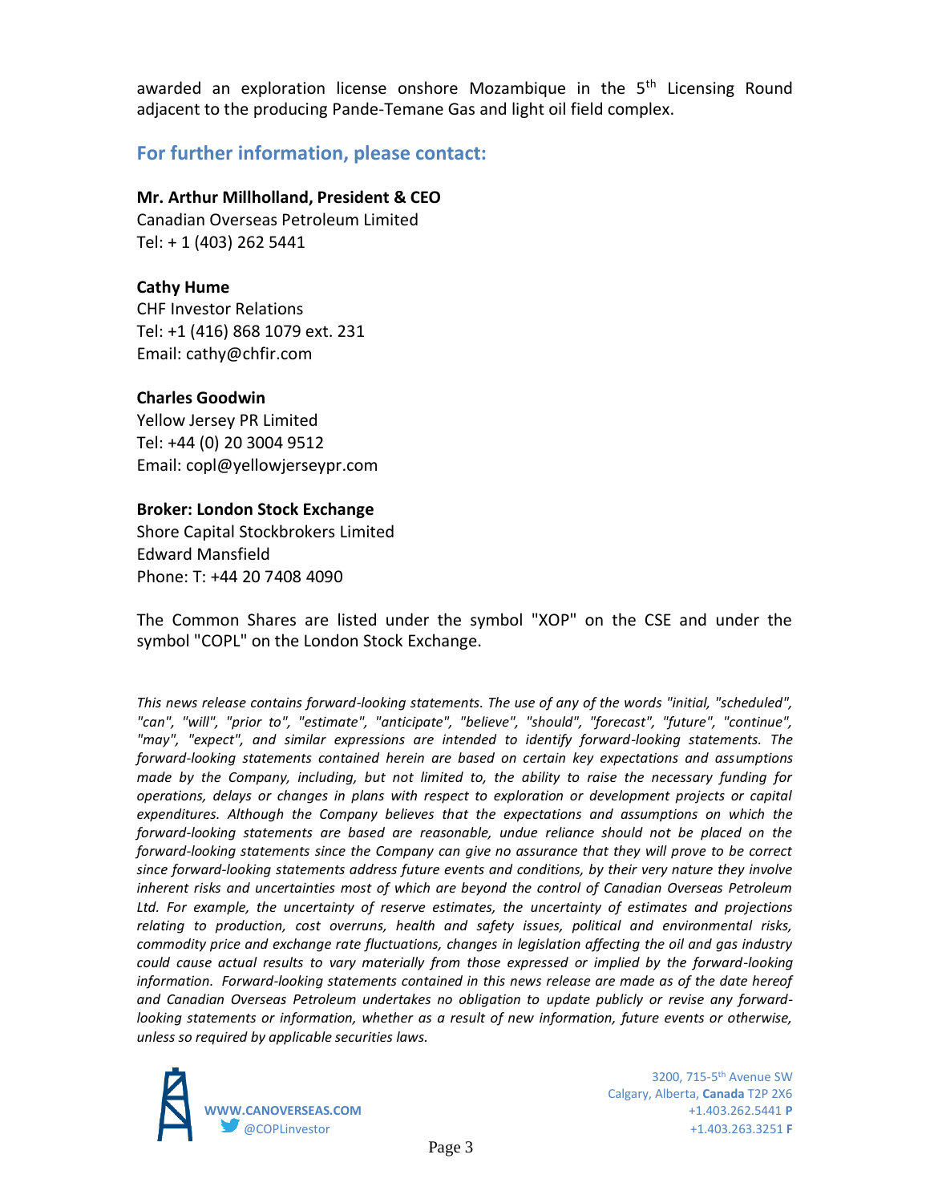awarded an exploration license onshore Mozambique in the 5th Licensing Round adjacent to the producing Pande-Temane Gas and light oil field complex.

## For further information, please contact:

**Mr. Arthur Millholland, President & CEO**
Canadian Overseas Petroleum Limited
Tel: + 1 (403) 262 5441

**Cathy Hume**
CHF Investor Relations
Tel: +1 (416) 868 1079 ext. 231
Email: cathy@chfir.com

**Charles Goodwin**
Yellow Jersey PR Limited
Tel: +44 (0) 20 3004 9512
Email: copl@yellowjerseypr.com

**Broker: London Stock Exchange**
Shore Capital Stockbrokers Limited
Edward Mansfield
Phone: T: +44 20 7408 4090

The Common Shares are listed under the symbol "XOP" on the CSE and under the symbol "COPL" on the London Stock Exchange.

*This news release contains forward-looking statements. The use of any of the words "initial, "scheduled", "can", "will", "prior to", "estimate", "anticipate", "believe", "should", "forecast", "future", "continue", "may", "expect", and similar expressions are intended to identify forward-looking statements. The forward-looking statements contained herein are based on certain key expectations and assumptions made by the Company, including, but not limited to, the ability to raise the necessary funding for operations, delays or changes in plans with respect to exploration or development projects or capital expenditures. Although the Company believes that the expectations and assumptions on which the forward-looking statements are based are reasonable, undue reliance should not be placed on the forward-looking statements since the Company can give no assurance that they will prove to be correct since forward-looking statements address future events and conditions, by their very nature they involve inherent risks and uncertainties most of which are beyond the control of Canadian Overseas Petroleum Ltd. For example, the uncertainty of reserve estimates, the uncertainty of estimates and projections relating to production, cost overruns, health and safety issues, political and environmental risks, commodity price and exchange rate fluctuations, changes in legislation affecting the oil and gas industry could cause actual results to vary materially from those expressed or implied by the forward-looking information. Forward-looking statements contained in this news release are made as of the date hereof and Canadian Overseas Petroleum undertakes no obligation to update publicly or revise any forward-looking statements or information, whether as a result of new information, future events or otherwise, unless so required by applicable securities laws.*